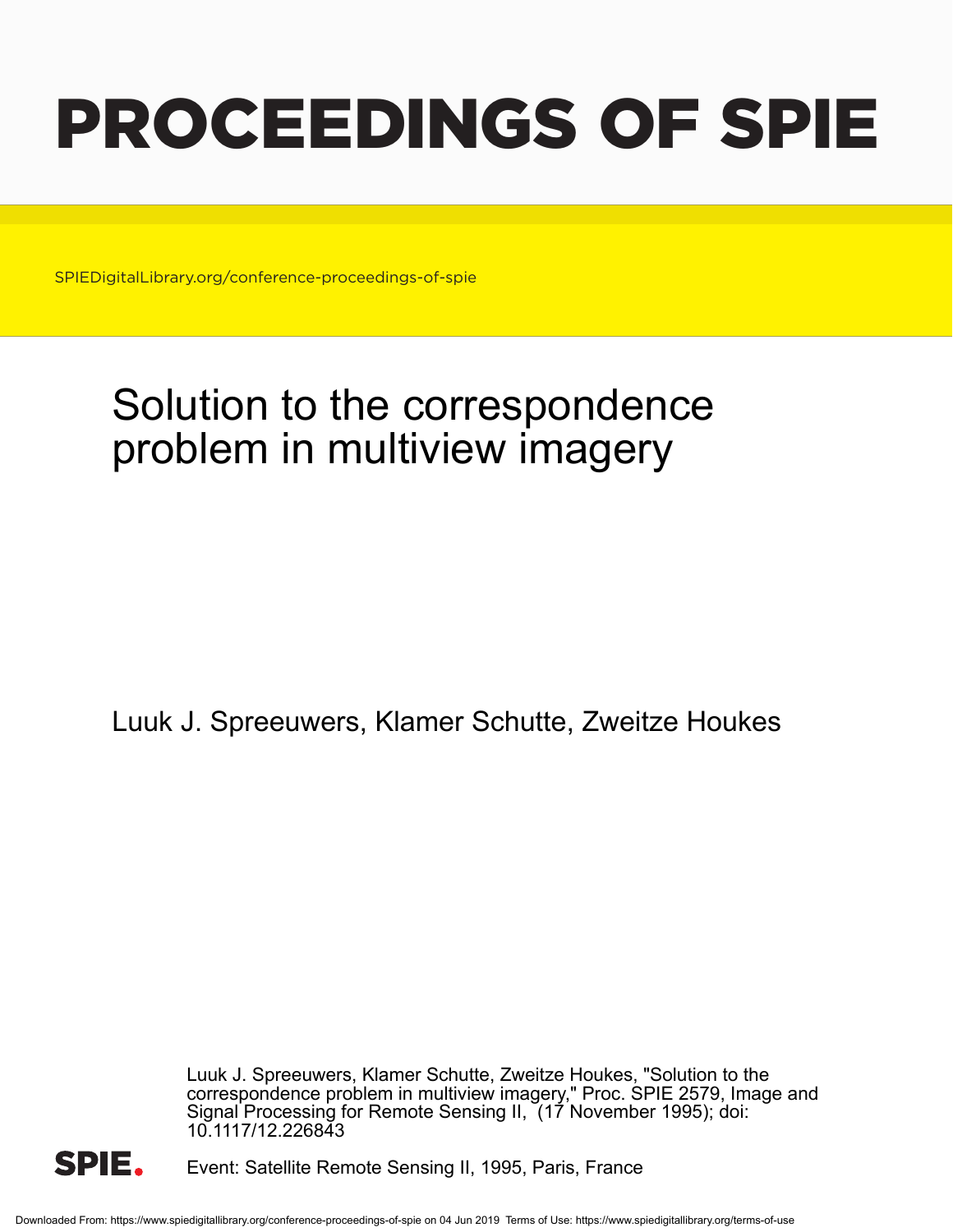# PROCEEDINGS OF SPIE

SPIEDigitalLibrary.org/conference-proceedings-of-spie

## Solution to the correspondence problem in multiview imagery

Luuk J. Spreeuwers, Klamer Schutte, Zweitze Houkes

Luuk J. Spreeuwers, Klamer Schutte, Zweitze Houkes, "Solution to the correspondence problem in multiview imagery," Proc. SPIE 2579, Image and Signal Processing for Remote Sensing II, (17 November 1995); doi: 10.1117/12.226843

Event: Satellite Remote Sensing II, 1995, Paris, France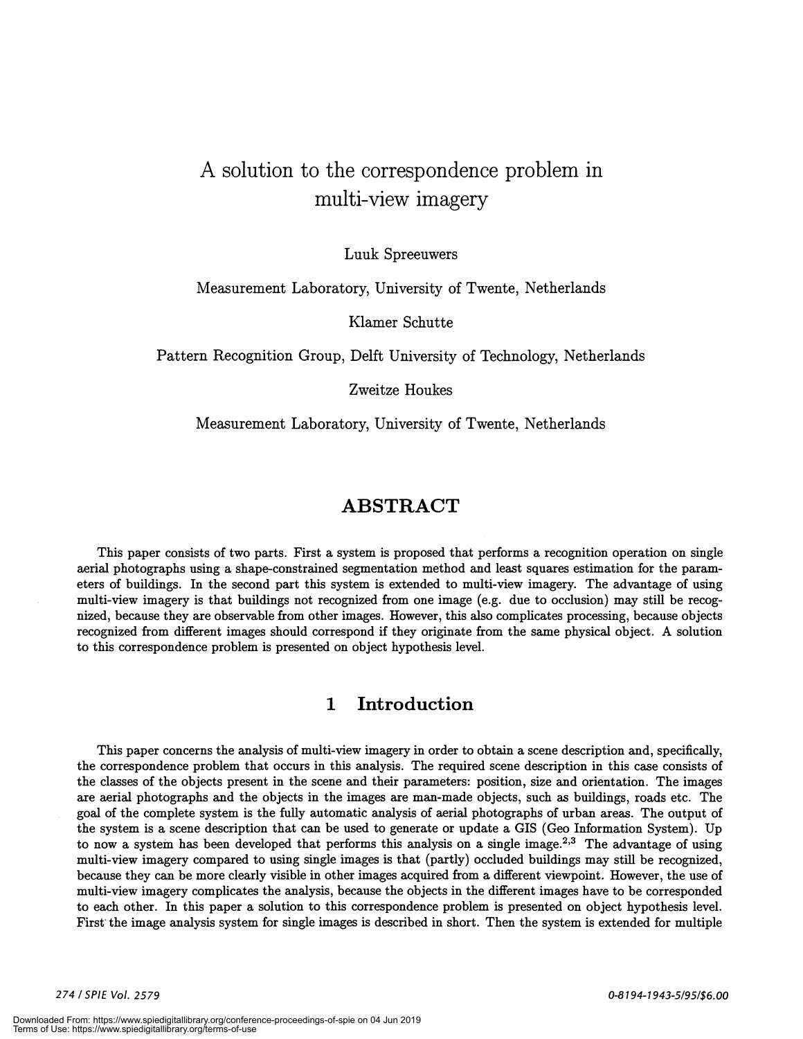# A solution to the correspondence problem in multi-view imagery

Luuk Spreeuwers

Measurement Laboratory, University of Twente, Netherlands

Klamer Schutte

Pattern Recognition Group, Delft University of Technology, Netherlands

Zweitze Houkes

Measurement Laboratory, University of Twente, Netherlands

## ABSTRACT

This paper consists of two parts. First a system is proposed that performs a recognition operation on single aerial photographs using a shape-constrained segmentation method and least squares estimation for the parameters of buildings. In the second part this system is extended to multi-view imagery. The advantage of using multi-view imagery is that buildings not recognized from one image (e.g. due to occlusion) may still be recognized, because they are observable from other images. However, this also complicates processing, because objects recognized from different images should correspond if they originate from the same physical object. A solution to this correspondence problem is presented on object hypothesis level.

## 1 Introduction

This paper concerns the analysis of multi-view imagery in order to obtain a scene description and, specifically, the correspondence problem that occurs in this analysis. The required scene description in this case consists of the classes of the objects present in the scene and their parameters: position, size and orientation. The images are aerial photographs and the objects in the images are man-made objects, such as buildings, roads etc. The goal of the complete system is the fully automatic analysis of aerial photographs of urban areas. The output of the system is a scene description that can be used to generate or update a GIS (Geo Information System). Up to now a system has been developed that performs this analysis on a single image.[2,3] The advantage of using multi-view imagery compared to using single images is that (partly) occluded buildings may still be recognized, because they can be more clearly visible in other images acquired from a different viewpoint. However, the use of multi-view imagery complicates the analysis, because the objects in the different images have to be corresponded to each other. In this paper a solution to this correspondence problem is presented on object hypothesis level. First the image analysis system for single images is described in short. Then the system is extended for multiple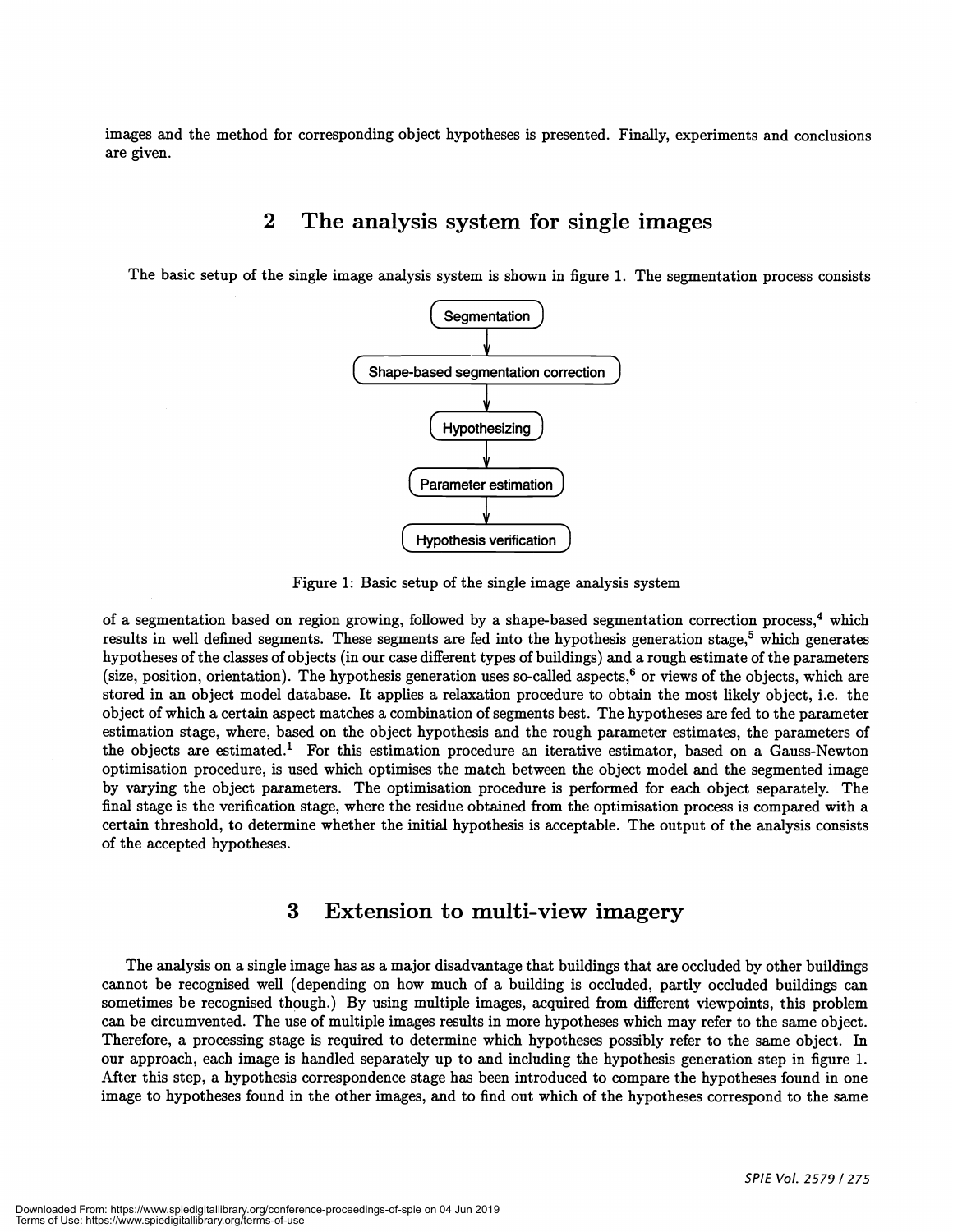images and the method for corresponding object hypotheses is presented. Finally, experiments and conclusions are given.

## 2 The analysis system for single images

The basic setup of the single image analysis system is shown in figure 1. The segmentation process consists

Segmentation → Shape-based segmentation correction → Hypothesizing → Parameter estimation → Hypothesis verification

Figure 1: Basic setup of the single image analysis system

of a segmentation based on region growing, followed by a shape-based segmentation correction process,[4] which results in well defined segments. These segments are fed into the hypothesis generation stage,[5] which generates hypotheses of the classes of objects (in our case different types of buildings) and a rough estimate of the parameters (size, position, orientation). The hypothesis generation uses so-called aspects,[6] or views of the objects, which are stored in an object model database. It applies a relaxation procedure to obtain the most likely object, i.e. the object of which a certain aspect matches a combination of segments best. The hypotheses are fed to the parameter estimation stage, where, based on the object hypothesis and the rough parameter estimates, the parameters of the objects are estimated.[1] For this estimation procedure an iterative estimator, based on a Gauss-Newton optimisation procedure, is used which optimises the match between the object model and the segmented image by varying the object parameters. The optimisation procedure is performed for each object separately. The final stage is the verification stage, where the residue obtained from the optimisation process is compared with a certain threshold, to determine whether the initial hypothesis is acceptable. The output of the analysis consists of the accepted hypotheses.

## 3 Extension to multi-view imagery

The analysis on a single image has as a major disadvantage that buildings that are occluded by other buildings cannot be recognised well (depending on how much of a building is occluded, partly occluded buildings can sometimes be recognised though.) By using multiple images, acquired from different viewpoints, this problem can be circumvented. The use of multiple images results in more hypotheses which may refer to the same object. Therefore, a processing stage is required to determine which hypotheses possibly refer to the same object. In our approach, each image is handled separately up to and including the hypothesis generation step in figure 1. After this step, a hypothesis correspondence stage has been introduced to compare the hypotheses found in one image to hypotheses found in the other images, and to find out which of the hypotheses correspond to the same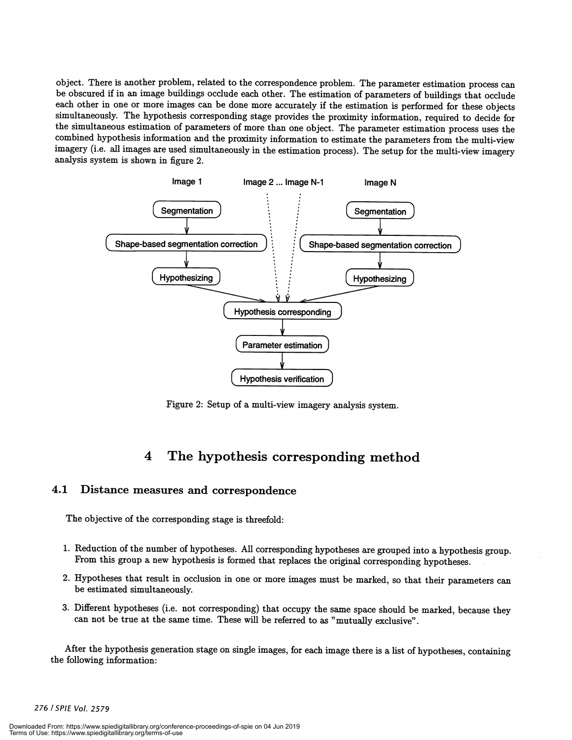object. There is another problem, related to the correspondence problem. The parameter estimation process can be obscured if in an image buildings occlude each other. The estimation of parameters of buildings that occlude each other in one or more images can be done more accurately if the estimation is performed for these objects simultaneously. The hypothesis corresponding stage provides the proximity information, required to decide for the simultaneous estimation of parameters of more than one object. The parameter estimation process uses the combined hypothesis information and the proximity information to estimate the parameters from the multi-view imagery (i.e. all images are used simultaneously in the estimation process). The setup for the multi-view imagery analysis system is shown in figure 2.

Figure 2: Setup of a multi-view imagery analysis system.

# 4 The hypothesis corresponding method

## 4.1 Distance measures and correspondence

The objective of the corresponding stage is threefold:

1. Reduction of the number of hypotheses. All corresponding hypotheses are grouped into a hypothesis group. From this group a new hypothesis is formed that replaces the original corresponding hypotheses.
2. Hypotheses that result in occlusion in one or more images must be marked, so that their parameters can be estimated simultaneously.
3. Different hypotheses (i.e. not corresponding) that occupy the same space should be marked, because they can not be true at the same time. These will be referred to as "mutually exclusive".

After the hypothesis generation stage on single images, for each image there is a list of hypotheses, containing the following information: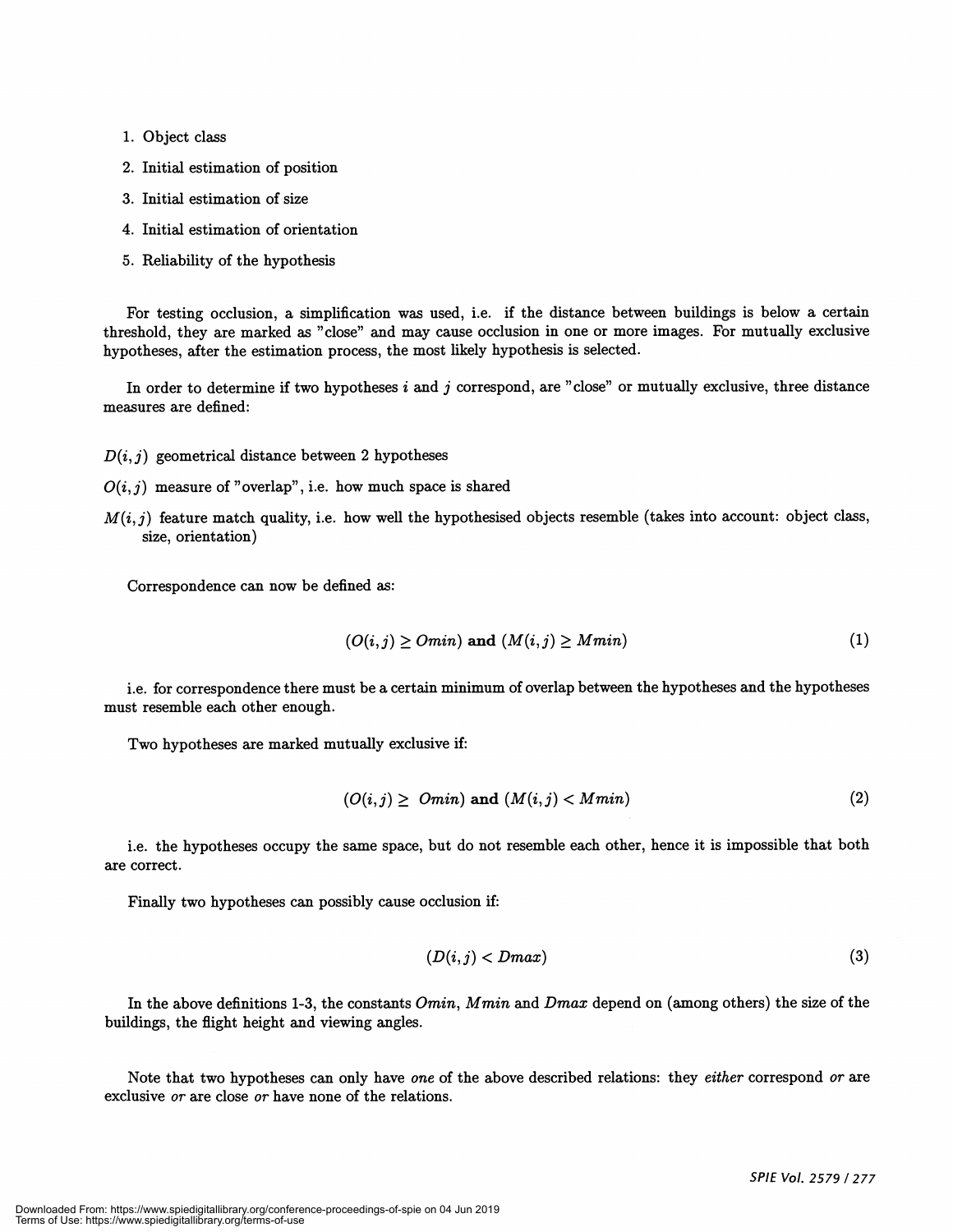1. Object class
2. Initial estimation of position
3. Initial estimation of size
4. Initial estimation of orientation
5. Reliability of the hypothesis

For testing occlusion, a simplification was used, i.e. if the distance between buildings is below a certain threshold, they are marked as "close" and may cause occlusion in one or more images. For mutually exclusive hypotheses, after the estimation process, the most likely hypothesis is selected.

In order to determine if two hypotheses $i$ and $j$ correspond, are "close" or mutually exclusive, three distance measures are defined:

$D(i,j)$ geometrical distance between 2 hypotheses

$O(i,j)$ measure of "overlap", i.e. how much space is shared

$M(i,j)$ feature match quality, i.e. how well the hypothesised objects resemble (takes into account: object class, size, orientation)

Correspondence can now be defined as:

$$(O(i,j) \geq Omin) \textbf{ and } (M(i,j) \geq Mmin) \tag{1}$$

i.e. for correspondence there must be a certain minimum of overlap between the hypotheses and the hypotheses must resemble each other enough.

Two hypotheses are marked mutually exclusive if:

$$(O(i,j) \geq Omin) \textbf{ and } (M(i,j) < Mmin) \tag{2}$$

i.e. the hypotheses occupy the same space, but do not resemble each other, hence it is impossible that both are correct.

Finally two hypotheses can possibly cause occlusion if:

$$(D(i,j) < Dmax) \tag{3}$$

In the above definitions 1-3, the constants $Omin$, $Mmin$ and $Dmax$ depend on (among others) the size of the buildings, the flight height and viewing angles.

Note that two hypotheses can only have *one* of the above described relations: they *either* correspond *or* are exclusive *or* are close *or* have none of the relations.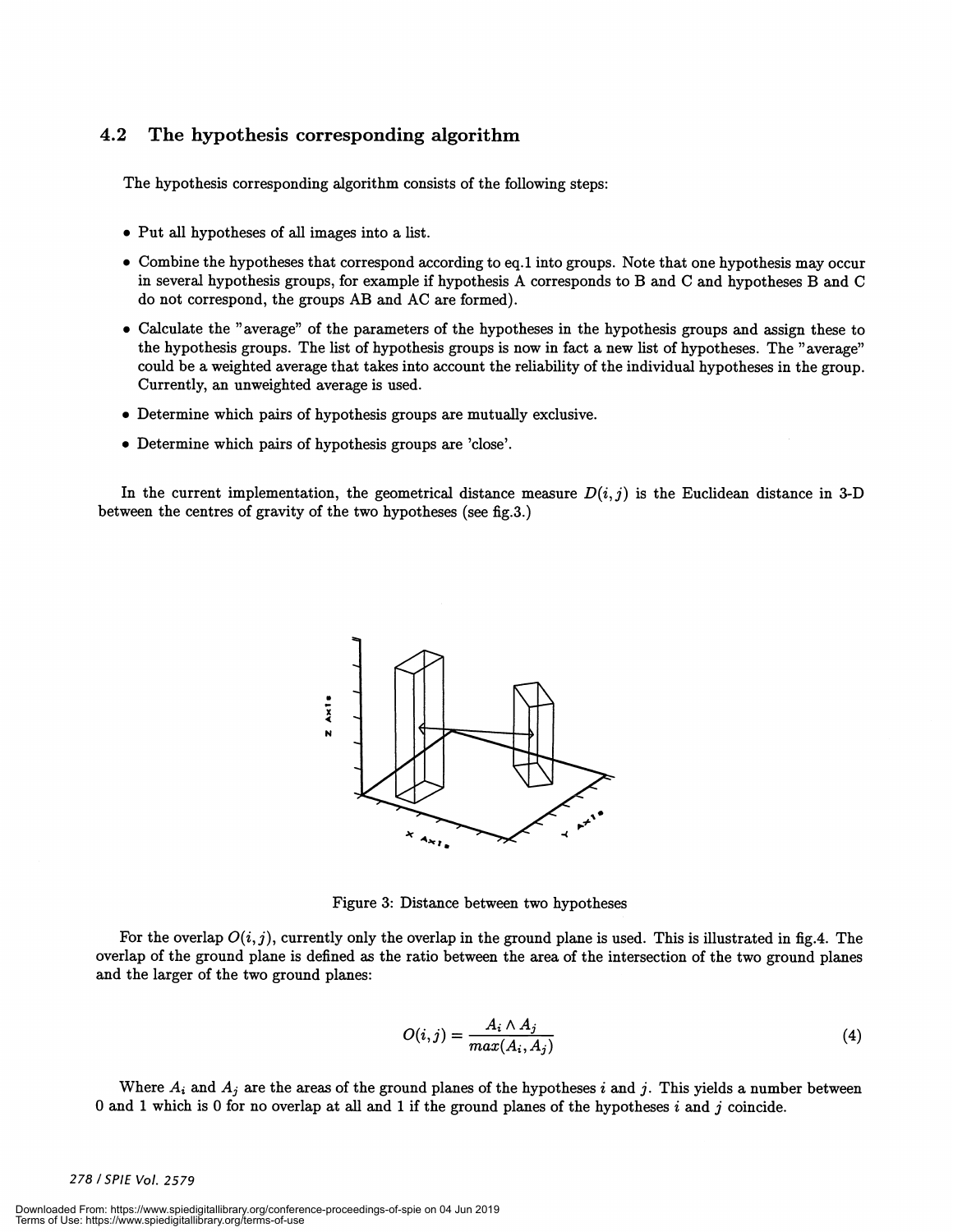## 4.2 The hypothesis corresponding algorithm

The hypothesis corresponding algorithm consists of the following steps:

- Put all hypotheses of all images into a list.
- Combine the hypotheses that correspond according to eq.1 into groups. Note that one hypothesis may occur in several hypothesis groups, for example if hypothesis A corresponds to B and C and hypotheses B and C do not correspond, the groups AB and AC are formed).
- Calculate the "average" of the parameters of the hypotheses in the hypothesis groups and assign these to the hypothesis groups. The list of hypothesis groups is now in fact a new list of hypotheses. The "average" could be a weighted average that takes into account the reliability of the individual hypotheses in the group. Currently, an unweighted average is used.
- Determine which pairs of hypothesis groups are mutually exclusive.
- Determine which pairs of hypothesis groups are 'close'.

In the current implementation, the geometrical distance measure $D(i, j)$ is the Euclidean distance in 3-D between the centres of gravity of the two hypotheses (see fig.3.)

Figure 3: Distance between two hypotheses

For the overlap $O(i, j)$, currently only the overlap in the ground plane is used. This is illustrated in fig.4. The overlap of the ground plane is defined as the ratio between the area of the intersection of the two ground planes and the larger of the two ground planes:

$$O(i, j) = \frac{A_i \wedge A_j}{max(A_i, A_j)} \tag{4}$$

Where $A_i$ and $A_j$ are the areas of the ground planes of the hypotheses $i$ and $j$. This yields a number between 0 and 1 which is 0 for no overlap at all and 1 if the ground planes of the hypotheses $i$ and $j$ coincide.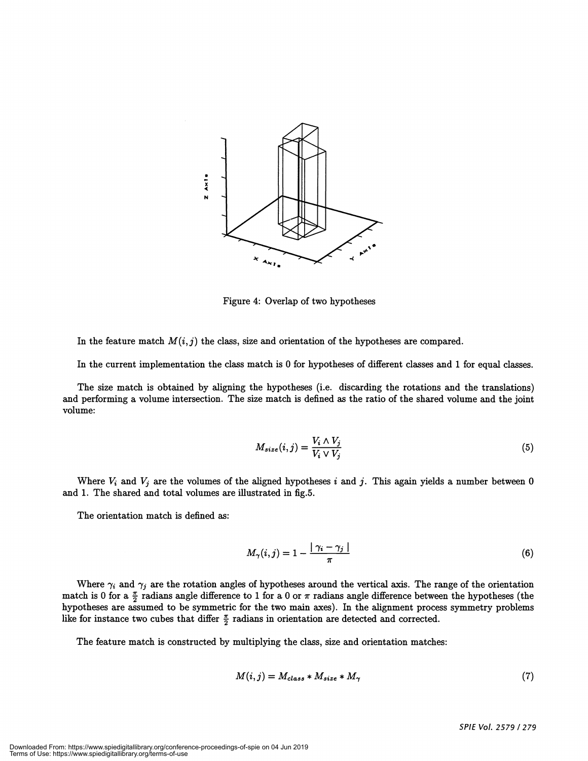Figure 4: Overlap of two hypotheses

In the feature match $M(i,j)$ the class, size and orientation of the hypotheses are compared.

In the current implementation the class match is 0 for hypotheses of different classes and 1 for equal classes.

The size match is obtained by aligning the hypotheses (i.e. discarding the rotations and the translations) and performing a volume intersection. The size match is defined as the ratio of the shared volume and the joint volume:

$$M_{size}(i,j) = \frac{V_i \wedge V_j}{V_i \vee V_j} \tag{5}$$

Where $V_i$ and $V_j$ are the volumes of the aligned hypotheses $i$ and $j$. This again yields a number between 0 and 1. The shared and total volumes are illustrated in fig.5.

The orientation match is defined as:

$$M_{\gamma}(i,j) = 1 - \frac{|\gamma_i - \gamma_j|}{\pi} \tag{6}$$

Where $\gamma_i$ and $\gamma_j$ are the rotation angles of hypotheses around the vertical axis. The range of the orientation match is 0 for a $\frac{\pi}{2}$ radians angle difference to 1 for a 0 or $\pi$ radians angle difference between the hypotheses (the hypotheses are assumed to be symmetric for the two main axes). In the alignment process symmetry problems like for instance two cubes that differ $\frac{\pi}{2}$ radians in orientation are detected and corrected.

The feature match is constructed by multiplying the class, size and orientation matches:

$$M(i,j) = M_{class} * M_{size} * M_{\gamma} \tag{7}$$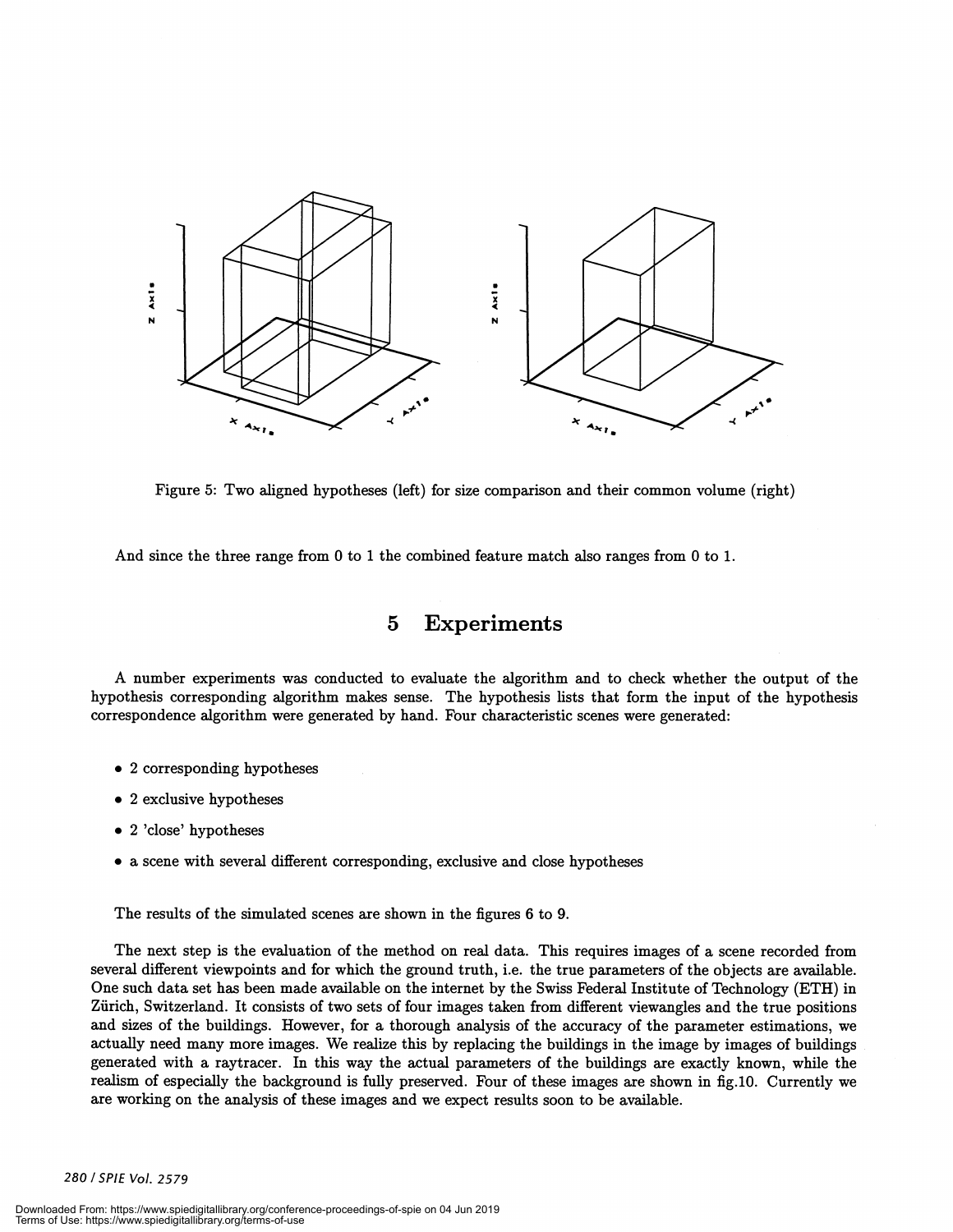Figure 5: Two aligned hypotheses (left) for size comparison and their common volume (right)

And since the three range from 0 to 1 the combined feature match also ranges from 0 to 1.

## 5 Experiments

A number experiments was conducted to evaluate the algorithm and to check whether the output of the hypothesis corresponding algorithm makes sense. The hypothesis lists that form the input of the hypothesis correspondence algorithm were generated by hand. Four characteristic scenes were generated:

- 2 corresponding hypotheses
- 2 exclusive hypotheses
- 2 'close' hypotheses
- a scene with several different corresponding, exclusive and close hypotheses

The results of the simulated scenes are shown in the figures 6 to 9.

The next step is the evaluation of the method on real data. This requires images of a scene recorded from several different viewpoints and for which the ground truth, i.e. the true parameters of the objects are available. One such data set has been made available on the internet by the Swiss Federal Institute of Technology (ETH) in Zürich, Switzerland. It consists of two sets of four images taken from different viewangles and the true positions and sizes of the buildings. However, for a thorough analysis of the accuracy of the parameter estimations, we actually need many more images. We realize this by replacing the buildings in the image by images of buildings generated with a raytracer. In this way the actual parameters of the buildings are exactly known, while the realism of especially the background is fully preserved. Four of these images are shown in fig.10. Currently we are working on the analysis of these images and we expect results soon to be available.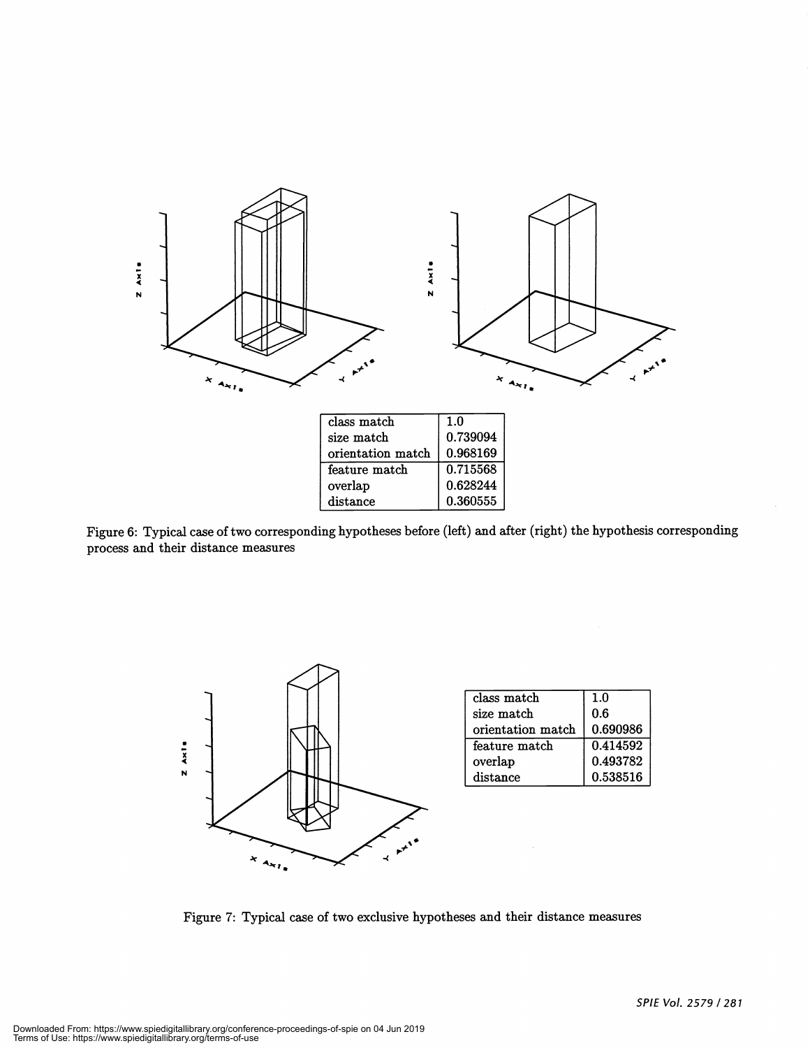| class match | 1.0 |
| --- | --- |
| size match | 0.739094 |
| orientation match | 0.968169 |
| feature match | 0.715568 |
| overlap | 0.628244 |
| distance | 0.360555 |

Figure 6: Typical case of two corresponding hypotheses before (left) and after (right) the hypothesis corresponding process and their distance measures

| class match | 1.0 |
| --- | --- |
| size match | 0.6 |
| orientation match | 0.690986 |
| feature match | 0.414592 |
| overlap | 0.493782 |
| distance | 0.538516 |

Figure 7: Typical case of two exclusive hypotheses and their distance measures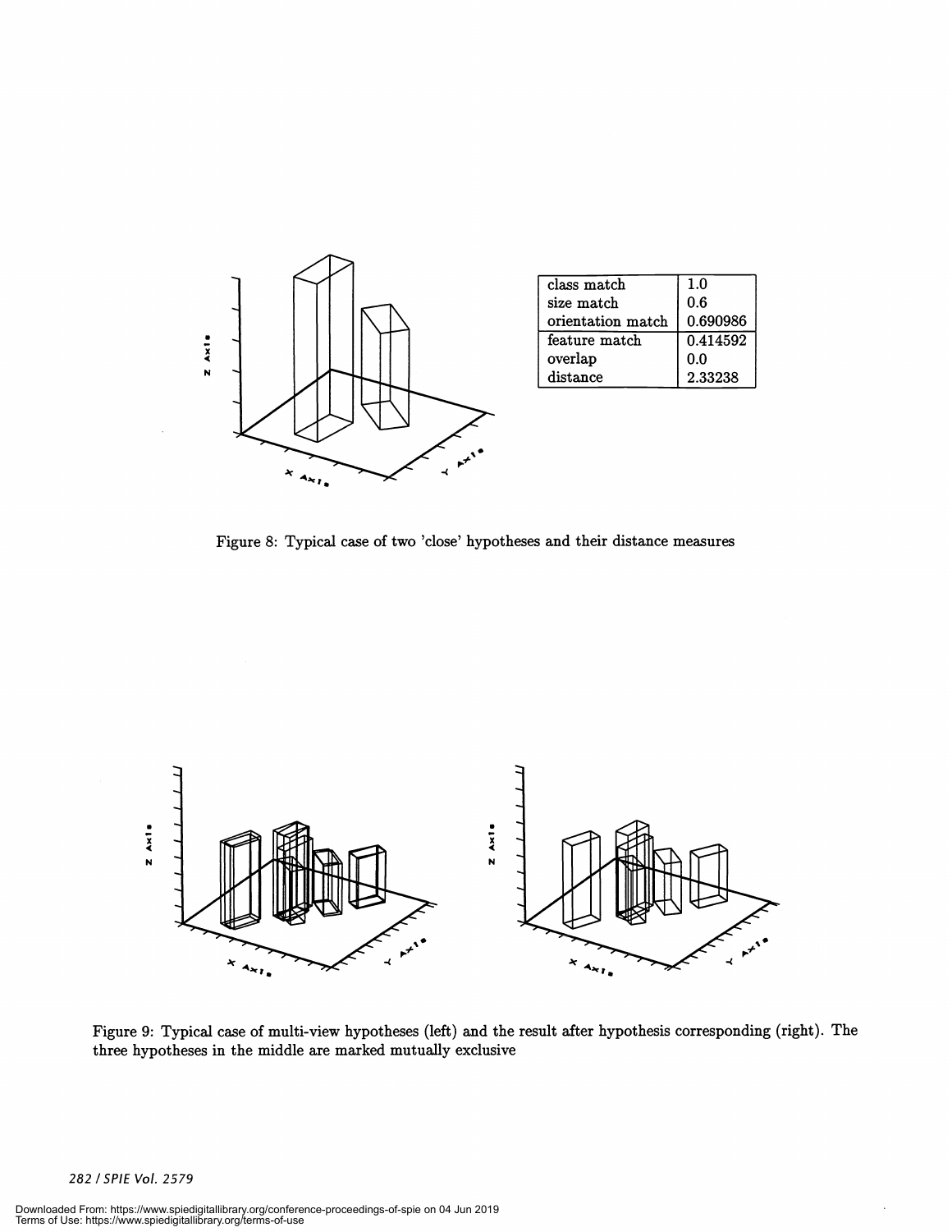| class match | 1.0 |
|---|---|
| size match | 0.6 |
| orientation match | 0.690986 |
| feature match | 0.414592 |
| overlap | 0.0 |
| distance | 2.33238 |

Figure 8: Typical case of two 'close' hypotheses and their distance measures

Figure 9: Typical case of multi-view hypotheses (left) and the result after hypothesis corresponding (right). The three hypotheses in the middle are marked mutually exclusive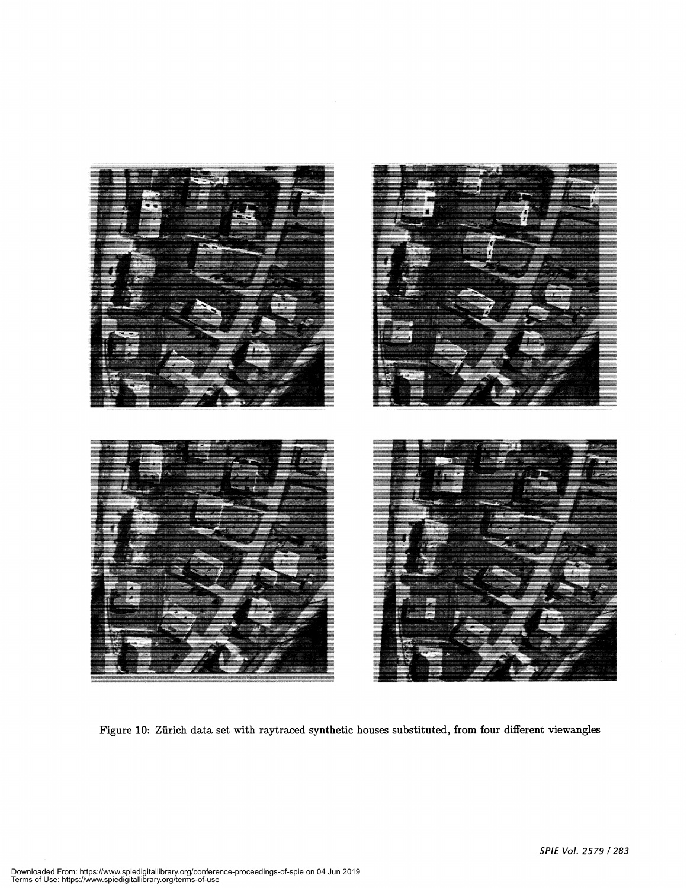Figure 10: Zürich data set with raytraced synthetic houses substituted, from four different viewangles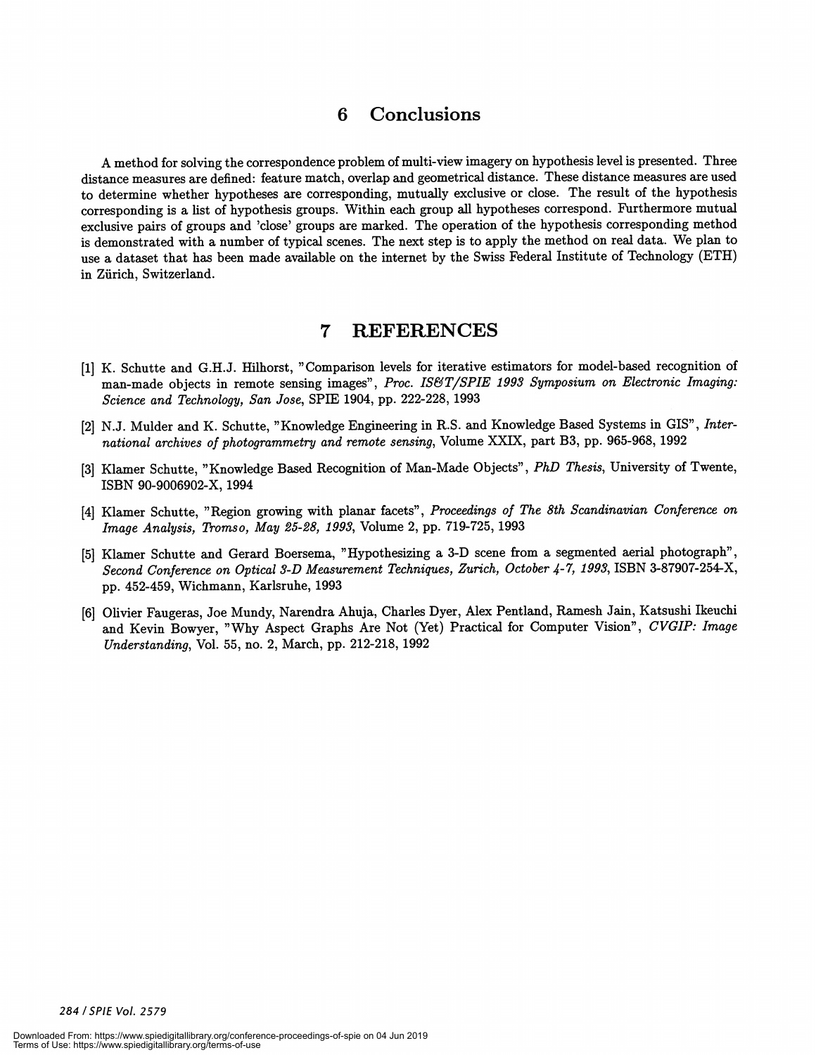# 6 Conclusions

A method for solving the correspondence problem of multi-view imagery on hypothesis level is presented. Three distance measures are defined: feature match, overlap and geometrical distance. These distance measures are used to determine whether hypotheses are corresponding, mutually exclusive or close. The result of the hypothesis corresponding is a list of hypothesis groups. Within each group all hypotheses correspond. Furthermore mutual exclusive pairs of groups and 'close' groups are marked. The operation of the hypothesis corresponding method is demonstrated with a number of typical scenes. The next step is to apply the method on real data. We plan to use a dataset that has been made available on the internet by the Swiss Federal Institute of Technology (ETH) in Zürich, Switzerland.

# 7 REFERENCES

[1] K. Schutte and G.H.J. Hilhorst, "Comparison levels for iterative estimators for model-based recognition of man-made objects in remote sensing images", *Proc. IS&T/SPIE 1993 Symposium on Electronic Imaging: Science and Technology, San Jose*, SPIE 1904, pp. 222-228, 1993

[2] N.J. Mulder and K. Schutte, "Knowledge Engineering in R.S. and Knowledge Based Systems in GIS", *International archives of photogrammetry and remote sensing*, Volume XXIX, part B3, pp. 965-968, 1992

[3] Klamer Schutte, "Knowledge Based Recognition of Man-Made Objects", *PhD Thesis*, University of Twente, ISBN 90-9006902-X, 1994

[4] Klamer Schutte, "Region growing with planar facets", *Proceedings of The 8th Scandinavian Conference on Image Analysis, Tromso, May 25-28, 1993*, Volume 2, pp. 719-725, 1993

[5] Klamer Schutte and Gerard Boersema, "Hypothesizing a 3-D scene from a segmented aerial photograph", *Second Conference on Optical 3-D Measurement Techniques, Zurich, October 4-7, 1993*, ISBN 3-87907-254-X, pp. 452-459, Wichmann, Karlsruhe, 1993

[6] Olivier Faugeras, Joe Mundy, Narendra Ahuja, Charles Dyer, Alex Pentland, Ramesh Jain, Katsushi Ikeuchi and Kevin Bowyer, "Why Aspect Graphs Are Not (Yet) Practical for Computer Vision", *CVGIP: Image Understanding*, Vol. 55, no. 2, March, pp. 212-218, 1992